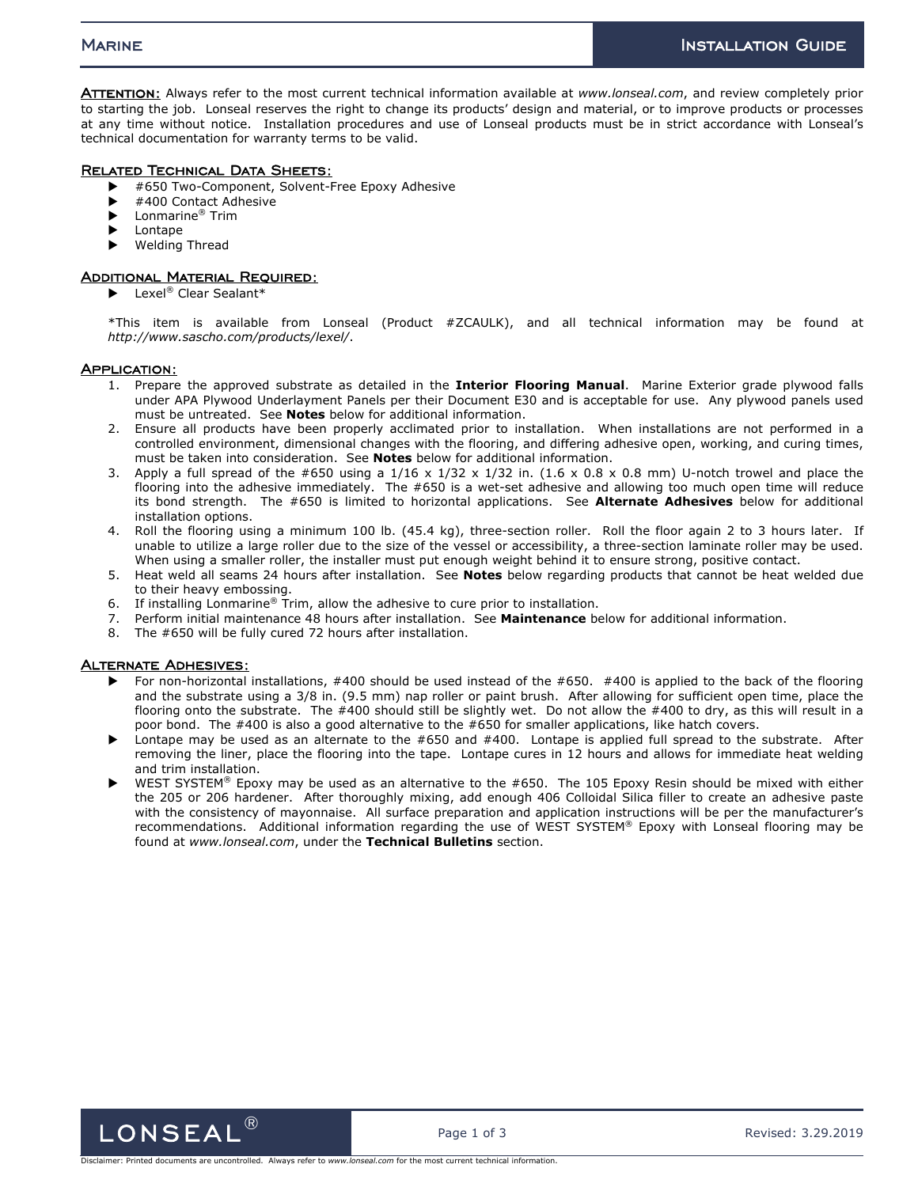# Marine — Installation Guide

**Attention:** Always refer to the most current technical information available at *www.lonseal.com*, and review completely prior to starting the job. Lonseal reserves the right to change its products' design and material, or to improve products or processes at any time without notice. Installation procedures and use of Lonseal products must be in strict accordance with Lonseal's technical documentation for warranty terms to be valid.

## Related Technical Data Sheets:

- #650 Two-Component, Solvent-Free Epoxy Adhesive
- #400 Contact Adhesive
- Lonmarine® Trim
- Lontape
- Welding Thread

## Additional Material Required:

- Lexel® Clear Sealant*

*This item is available from Lonseal (Product #ZCAULK), and all technical information may be found at *http://www.sascho.com/products/lexel/*.

## Application:

1. Prepare the approved substrate as detailed in the **Interior Flooring Manual**. Marine Exterior grade plywood falls under APA Plywood Underlayment Panels per their Document E30 and is acceptable for use. Any plywood panels used must be untreated. See **Notes** below for additional information.
2. Ensure all products have been properly acclimated prior to installation. When installations are not performed in a controlled environment, dimensional changes with the flooring, and differing adhesive open, working, and curing times, must be taken into consideration. See **Notes** below for additional information.
3. Apply a full spread of the #650 using a 1/16 x 1/32 x 1/32 in. (1.6 x 0.8 x 0.8 mm) U-notch trowel and place the flooring into the adhesive immediately. The #650 is a wet-set adhesive and allowing too much open time will reduce its bond strength. The #650 is limited to horizontal applications. See **Alternate Adhesives** below for additional installation options.
4. Roll the flooring using a minimum 100 lb. (45.4 kg), three-section roller. Roll the floor again 2 to 3 hours later. If unable to utilize a large roller due to the size of the vessel or accessibility, a three-section laminate roller may be used. When using a smaller roller, the installer must put enough weight behind it to ensure strong, positive contact.
5. Heat weld all seams 24 hours after installation. See **Notes** below regarding products that cannot be heat welded due to their heavy embossing.
6. If installing Lonmarine® Trim, allow the adhesive to cure prior to installation.
7. Perform initial maintenance 48 hours after installation. See **Maintenance** below for additional information.
8. The #650 will be fully cured 72 hours after installation.

## Alternate Adhesives:

- For non-horizontal installations, #400 should be used instead of the #650. #400 is applied to the back of the flooring and the substrate using a 3/8 in. (9.5 mm) nap roller or paint brush. After allowing for sufficient open time, place the flooring onto the substrate. The #400 should still be slightly wet. Do not allow the #400 to dry, as this will result in a poor bond. The #400 is also a good alternative to the #650 for smaller applications, like hatch covers.
- Lontape may be used as an alternate to the #650 and #400. Lontape is applied full spread to the substrate. After removing the liner, place the flooring into the tape. Lontape cures in 12 hours and allows for immediate heat welding and trim installation.
- WEST SYSTEM® Epoxy may be used as an alternative to the #650. The 105 Epoxy Resin should be mixed with either the 205 or 206 hardener. After thoroughly mixing, add enough 406 Colloidal Silica filler to create an adhesive paste with the consistency of mayonnaise. All surface preparation and application instructions will be per the manufacturer's recommendations. Additional information regarding the use of WEST SYSTEM® Epoxy with Lonseal flooring may be found at *www.lonseal.com*, under the **Technical Bulletins** section.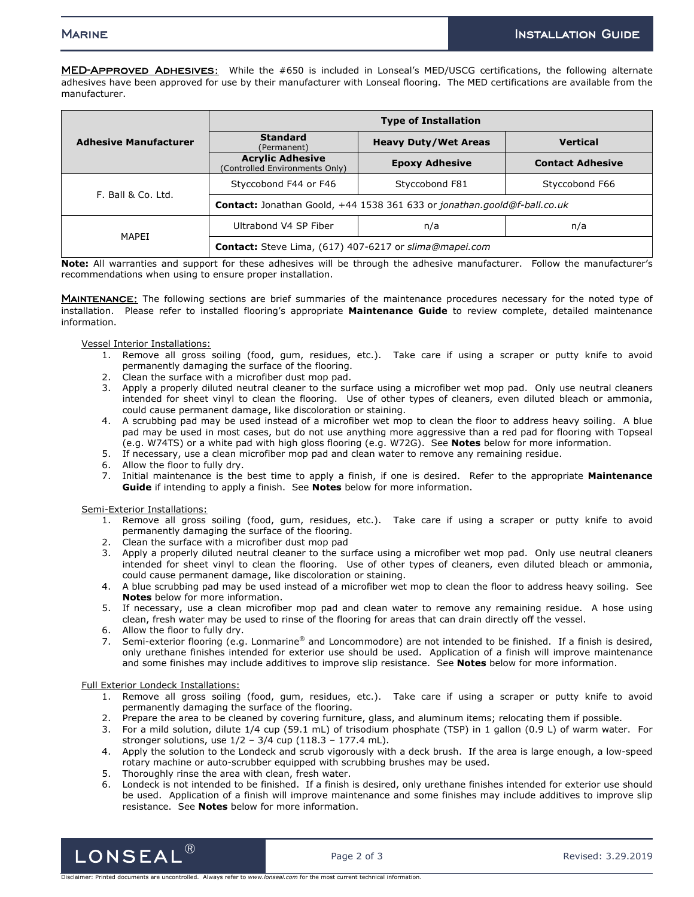**MED-Approved Adhesives:** While the #650 is included in Lonseal's MED/USCG certifications, the following alternate adhesives have been approved for use by their manufacturer with Lonseal flooring. The MED certifications are available from the manufacturer.

| Adhesive Manufacturer | Type of Installation | | |
|---|---|---|---|
| | **Standard** (Permanent) | **Heavy Duty/Wet Areas** | **Vertical** |
| | **Acrylic Adhesive** (Controlled Environments Only) | **Epoxy Adhesive** | **Contact Adhesive** |
| F. Ball & Co. Ltd. | Styccobond F44 or F46 | Styccobond F81 | Styccobond F66 |
| | **Contact:** Jonathan Goold, +44 1538 361 633 or *jonathan.goold@f-ball.co.uk* | | |
| MAPEI | Ultrabond V4 SP Fiber | n/a | n/a |
| | **Contact:** Steve Lima, (617) 407-6217 or *slima@mapei.com* | | |

**Note:** All warranties and support for these adhesives will be through the adhesive manufacturer. Follow the manufacturer's recommendations when using to ensure proper installation.

**Maintenance:** The following sections are brief summaries of the maintenance procedures necessary for the noted type of installation. Please refer to installed flooring's appropriate **Maintenance Guide** to review complete, detailed maintenance information.

Vessel Interior Installations:

1. Remove all gross soiling (food, gum, residues, etc.). Take care if using a scraper or putty knife to avoid permanently damaging the surface of the flooring.
2. Clean the surface with a microfiber dust mop pad.
3. Apply a properly diluted neutral cleaner to the surface using a microfiber wet mop pad. Only use neutral cleaners intended for sheet vinyl to clean the flooring. Use of other types of cleaners, even diluted bleach or ammonia, could cause permanent damage, like discoloration or staining.
4. A scrubbing pad may be used instead of a microfiber wet mop to clean the floor to address heavy soiling. A blue pad may be used in most cases, but do not use anything more aggressive than a red pad for flooring with Topseal (e.g. W74TS) or a white pad with high gloss flooring (e.g. W72G). See **Notes** below for more information.
5. If necessary, use a clean microfiber mop pad and clean water to remove any remaining residue.
6. Allow the floor to fully dry.
7. Initial maintenance is the best time to apply a finish, if one is desired. Refer to the appropriate **Maintenance Guide** if intending to apply a finish. See **Notes** below for more information.

Semi-Exterior Installations:

1. Remove all gross soiling (food, gum, residues, etc.). Take care if using a scraper or putty knife to avoid permanently damaging the surface of the flooring.
2. Clean the surface with a microfiber dust mop pad
3. Apply a properly diluted neutral cleaner to the surface using a microfiber wet mop pad. Only use neutral cleaners intended for sheet vinyl to clean the flooring. Use of other types of cleaners, even diluted bleach or ammonia, could cause permanent damage, like discoloration or staining.
4. A blue scrubbing pad may be used instead of a microfiber wet mop to clean the floor to address heavy soiling. See **Notes** below for more information.
5. If necessary, use a clean microfiber mop pad and clean water to remove any remaining residue. A hose using clean, fresh water may be used to rinse of the flooring for areas that can drain directly off the vessel.
6. Allow the floor to fully dry.
7. Semi-exterior flooring (e.g. Lonmarine® and Loncommodore) are not intended to be finished. If a finish is desired, only urethane finishes intended for exterior use should be used. Application of a finish will improve maintenance and some finishes may include additives to improve slip resistance. See **Notes** below for more information.

Full Exterior Londeck Installations:

1. Remove all gross soiling (food, gum, residues, etc.). Take care if using a scraper or putty knife to avoid permanently damaging the surface of the flooring.
2. Prepare the area to be cleaned by covering furniture, glass, and aluminum items; relocating them if possible.
3. For a mild solution, dilute 1/4 cup (59.1 mL) of trisodium phosphate (TSP) in 1 gallon (0.9 L) of warm water. For stronger solutions, use 1/2 – 3/4 cup (118.3 – 177.4 mL).
4. Apply the solution to the Londeck and scrub vigorously with a deck brush. If the area is large enough, a low-speed rotary machine or auto-scrubber equipped with scrubbing brushes may be used.
5. Thoroughly rinse the area with clean, fresh water.
6. Londeck is not intended to be finished. If a finish is desired, only urethane finishes intended for exterior use should be used. Application of a finish will improve maintenance and some finishes may include additives to improve slip resistance. See **Notes** below for more information.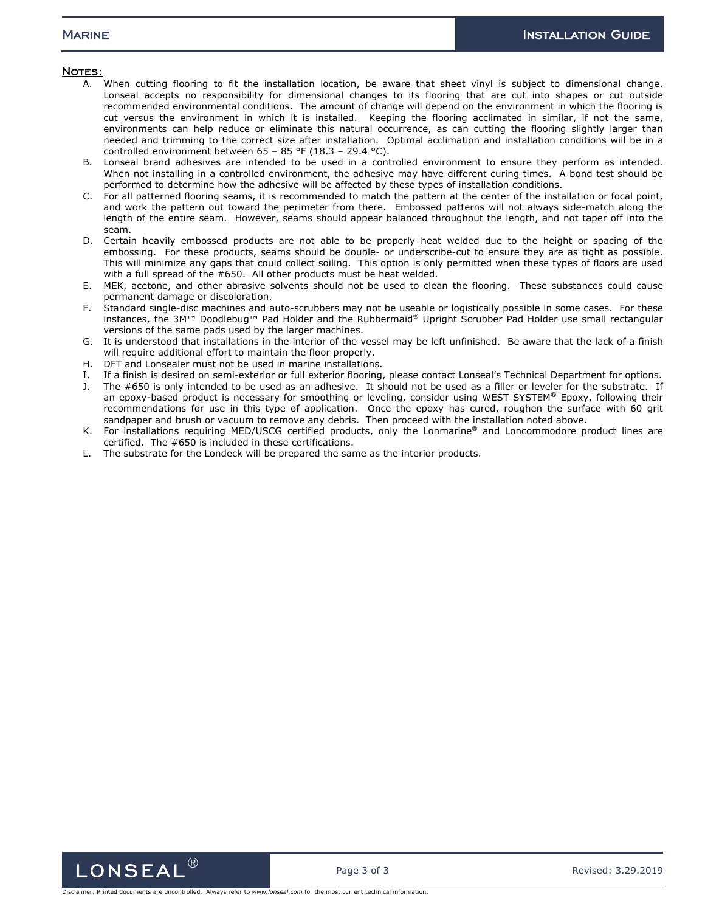## Notes:

A. When cutting flooring to fit the installation location, be aware that sheet vinyl is subject to dimensional change. Lonseal accepts no responsibility for dimensional changes to its flooring that are cut into shapes or cut outside recommended environmental conditions. The amount of change will depend on the environment in which the flooring is cut versus the environment in which it is installed. Keeping the flooring acclimated in similar, if not the same, environments can help reduce or eliminate this natural occurrence, as can cutting the flooring slightly larger than needed and trimming to the correct size after installation. Optimal acclimation and installation conditions will be in a controlled environment between 65 – 85 °F (18.3 – 29.4 °C).

B. Lonseal brand adhesives are intended to be used in a controlled environment to ensure they perform as intended. When not installing in a controlled environment, the adhesive may have different curing times. A bond test should be performed to determine how the adhesive will be affected by these types of installation conditions.

C. For all patterned flooring seams, it is recommended to match the pattern at the center of the installation or focal point, and work the pattern out toward the perimeter from there. Embossed patterns will not always side-match along the length of the entire seam. However, seams should appear balanced throughout the length, and not taper off into the seam.

D. Certain heavily embossed products are not able to be properly heat welded due to the height or spacing of the embossing. For these products, seams should be double- or underscribe-cut to ensure they are as tight as possible. This will minimize any gaps that could collect soiling. This option is only permitted when these types of floors are used with a full spread of the #650. All other products must be heat welded.

E. MEK, acetone, and other abrasive solvents should not be used to clean the flooring. These substances could cause permanent damage or discoloration.

F. Standard single-disc machines and auto-scrubbers may not be useable or logistically possible in some cases. For these instances, the 3M™ Doodlebug™ Pad Holder and the Rubbermaid® Upright Scrubber Pad Holder use small rectangular versions of the same pads used by the larger machines.

G. It is understood that installations in the interior of the vessel may be left unfinished. Be aware that the lack of a finish will require additional effort to maintain the floor properly.

H. DFT and Lonsealer must not be used in marine installations.

I. If a finish is desired on semi-exterior or full exterior flooring, please contact Lonseal's Technical Department for options.

J. The #650 is only intended to be used as an adhesive. It should not be used as a filler or leveler for the substrate. If an epoxy-based product is necessary for smoothing or leveling, consider using WEST SYSTEM® Epoxy, following their recommendations for use in this type of application. Once the epoxy has cured, roughen the surface with 60 grit sandpaper and brush or vacuum to remove any debris. Then proceed with the installation noted above.

K. For installations requiring MED/USCG certified products, only the Lonmarine® and Loncommodore product lines are certified. The #650 is included in these certifications.

L. The substrate for the Londeck will be prepared the same as the interior products.